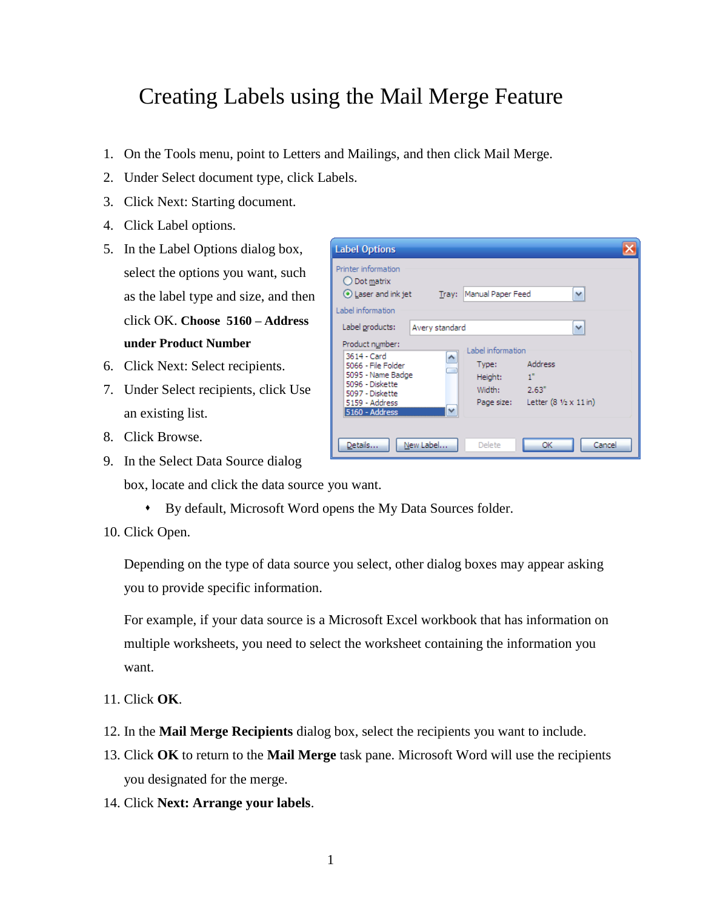# Creating Labels using the Mail Merge Feature

1. On the Tools menu, point to Letters and Mailings, and then click Mail Merge.
2. Under Select document type, click Labels.
3. Click Next: Starting document.
4. Click Label options.
5. In the Label Options dialog box, select the options you want, such as the label type and size, and then click OK. **Choose 5160 – Address under Product Number**
6. Click Next: Select recipients.
7. Under Select recipients, click Use an existing list.
8. Click Browse.
9. In the Select Data Source dialog box, locate and click the data source you want.
   - By default, Microsoft Word opens the My Data Sources folder.
10. Click Open.

    Depending on the type of data source you select, other dialog boxes may appear asking you to provide specific information.

    For example, if your data source is a Microsoft Excel workbook that has information on multiple worksheets, you need to select the worksheet containing the information you want.

11. Click **OK**.
12. In the **Mail Merge Recipients** dialog box, select the recipients you want to include.
13. Click **OK** to return to the **Mail Merge** task pane. Microsoft Word will use the recipients you designated for the merge.
14. Click **Next: Arrange your labels**.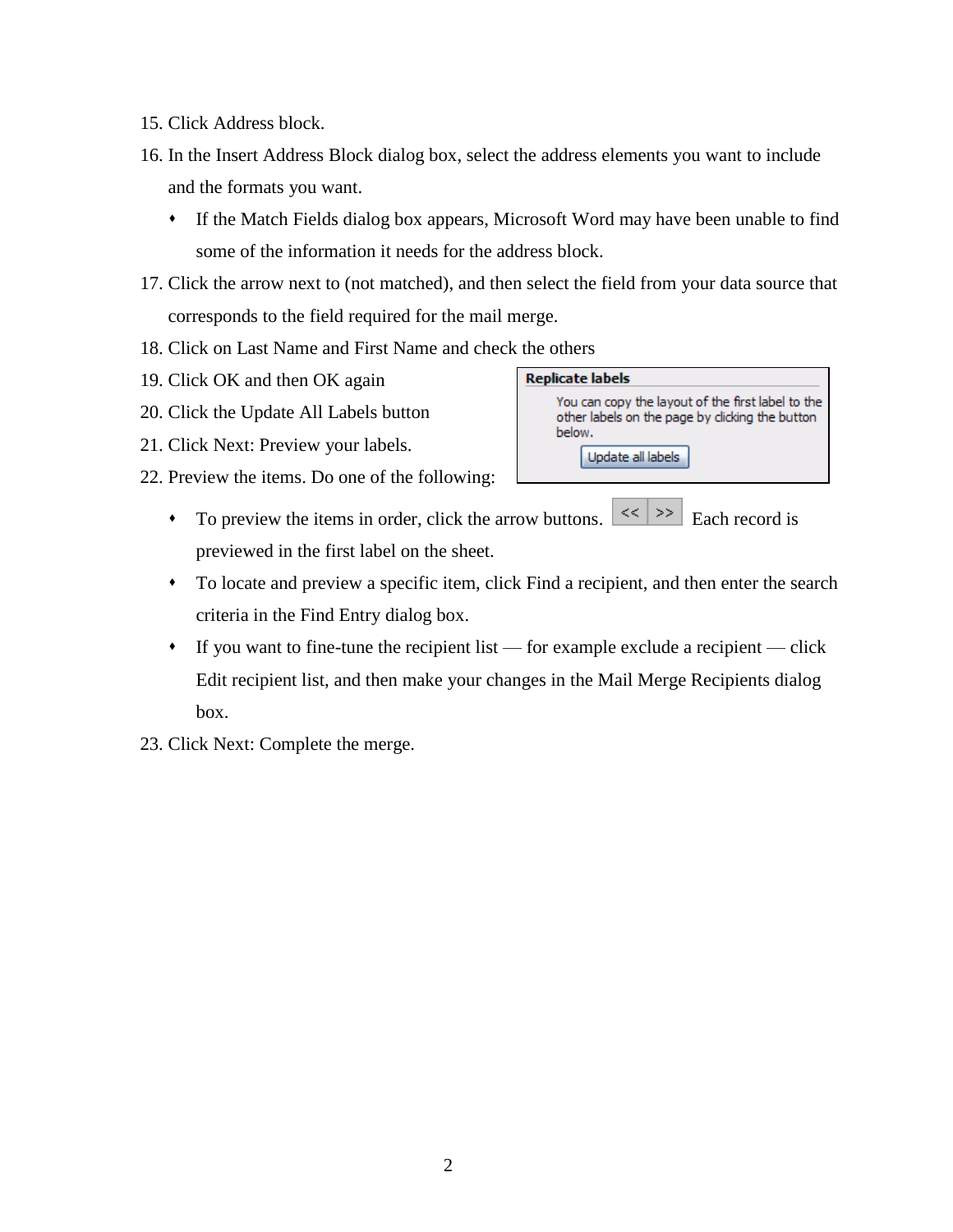15. Click Address block.
16. In the Insert Address Block dialog box, select the address elements you want to include and the formats you want.
    - If the Match Fields dialog box appears, Microsoft Word may have been unable to find some of the information it needs for the address block.
17. Click the arrow next to (not matched), and then select the field from your data source that corresponds to the field required for the mail merge.
18. Click on Last Name and First Name and check the others
19. Click OK and then OK again
20. Click the Update All Labels button
21. Click Next: Preview your labels.
22. Preview the items. Do one of the following:

**Replicate labels**

You can copy the layout of the first label to the other labels on the page by clicking the button below.

Update all labels

- To preview the items in order, click the arrow buttons. << >> Each record is previewed in the first label on the sheet.
- To locate and preview a specific item, click Find a recipient, and then enter the search criteria in the Find Entry dialog box.
- If you want to fine-tune the recipient list — for example exclude a recipient — click Edit recipient list, and then make your changes in the Mail Merge Recipients dialog box.

23. Click Next: Complete the merge.